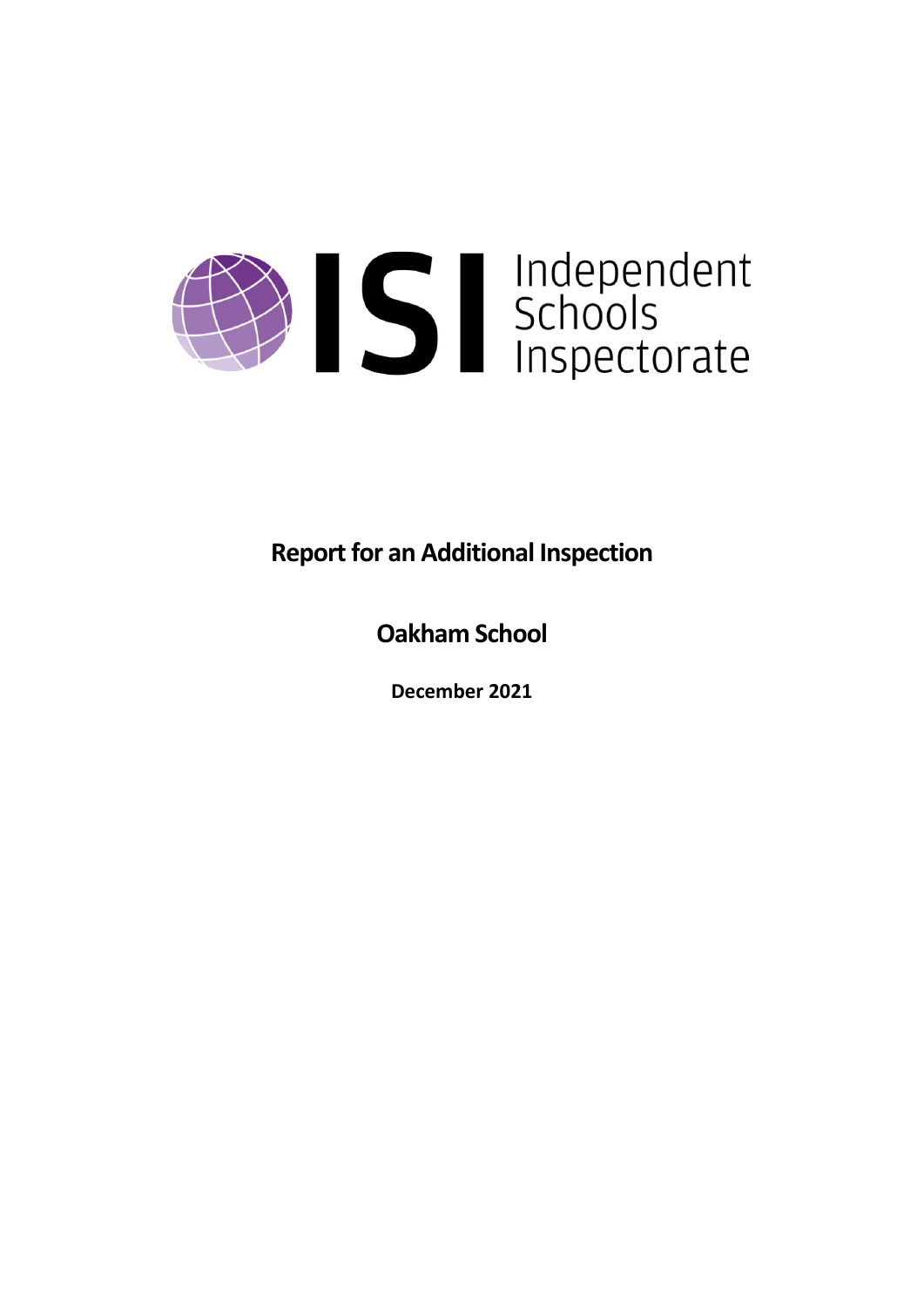Independent Schools Inspectorate

# Report for an Additional Inspection

## Oakham School

**December 2021**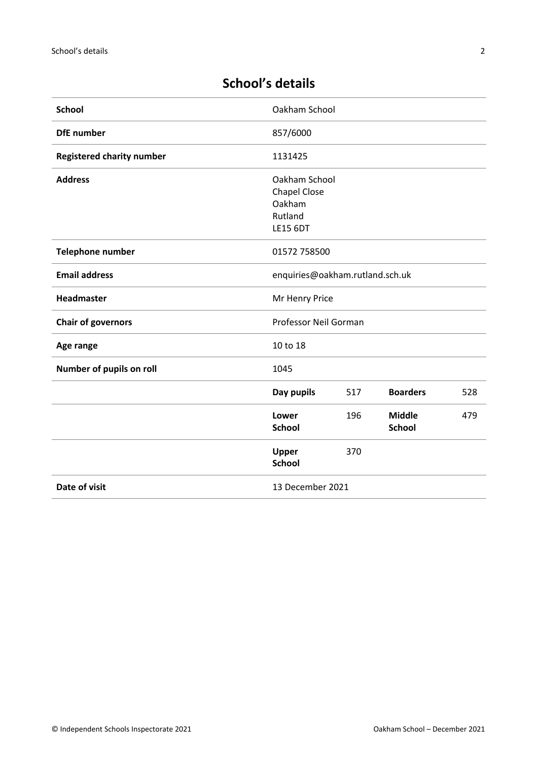## School's details

| | | | | |
|---|---|---|---|---|
| **School** | Oakham School | | | |
| **DfE number** | 857/6000 | | | |
| **Registered charity number** | 1131425 | | | |
| **Address** | Oakham School<br>Chapel Close<br>Oakham<br>Rutland<br>LE15 6DT | | | |
| **Telephone number** | 01572 758500 | | | |
| **Email address** | enquiries@oakham.rutland.sch.uk | | | |
| **Headmaster** | Mr Henry Price | | | |
| **Chair of governors** | Professor Neil Gorman | | | |
| **Age range** | 10 to 18 | | | |
| **Number of pupils on roll** | 1045 | | | |
| | **Day pupils** | 517 | **Boarders** | 528 |
| | **Lower School** | 196 | **Middle School** | 479 |
| | **Upper School** | 370 | | |
| **Date of visit** | 13 December 2021 | | | |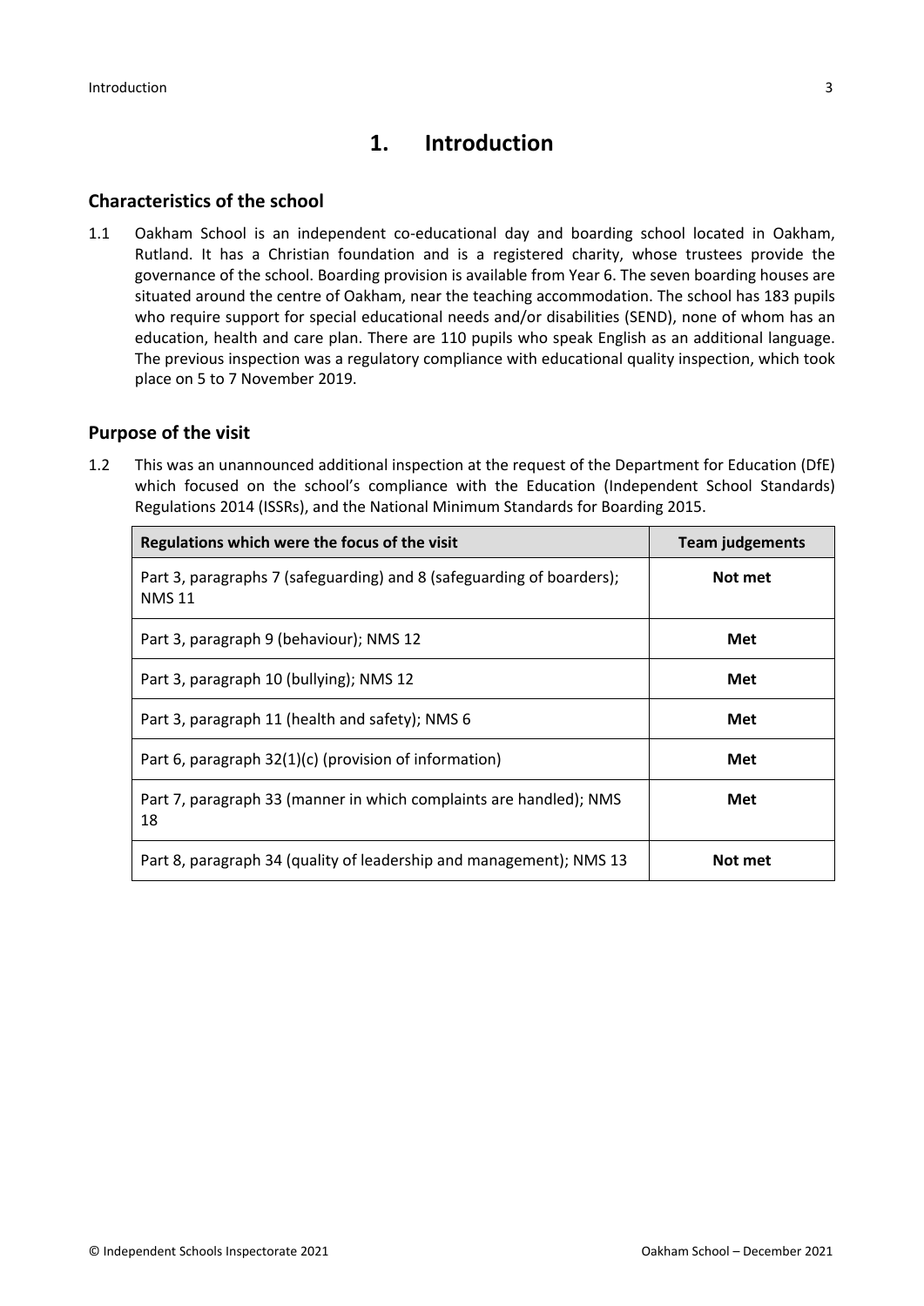# 1. Introduction

## Characteristics of the school

1.1 Oakham School is an independent co-educational day and boarding school located in Oakham, Rutland. It has a Christian foundation and is a registered charity, whose trustees provide the governance of the school. Boarding provision is available from Year 6. The seven boarding houses are situated around the centre of Oakham, near the teaching accommodation. The school has 183 pupils who require support for special educational needs and/or disabilities (SEND), none of whom has an education, health and care plan. There are 110 pupils who speak English as an additional language. The previous inspection was a regulatory compliance with educational quality inspection, which took place on 5 to 7 November 2019.

## Purpose of the visit

1.2 This was an unannounced additional inspection at the request of the Department for Education (DfE) which focused on the school's compliance with the Education (Independent School Standards) Regulations 2014 (ISSRs), and the National Minimum Standards for Boarding 2015.

| Regulations which were the focus of the visit | Team judgements |
|---|---|
| Part 3, paragraphs 7 (safeguarding) and 8 (safeguarding of boarders); NMS 11 | **Not met** |
| Part 3, paragraph 9 (behaviour); NMS 12 | **Met** |
| Part 3, paragraph 10 (bullying); NMS 12 | **Met** |
| Part 3, paragraph 11 (health and safety); NMS 6 | **Met** |
| Part 6, paragraph 32(1)(c) (provision of information) | **Met** |
| Part 7, paragraph 33 (manner in which complaints are handled); NMS 18 | **Met** |
| Part 8, paragraph 34 (quality of leadership and management); NMS 13 | **Not met** |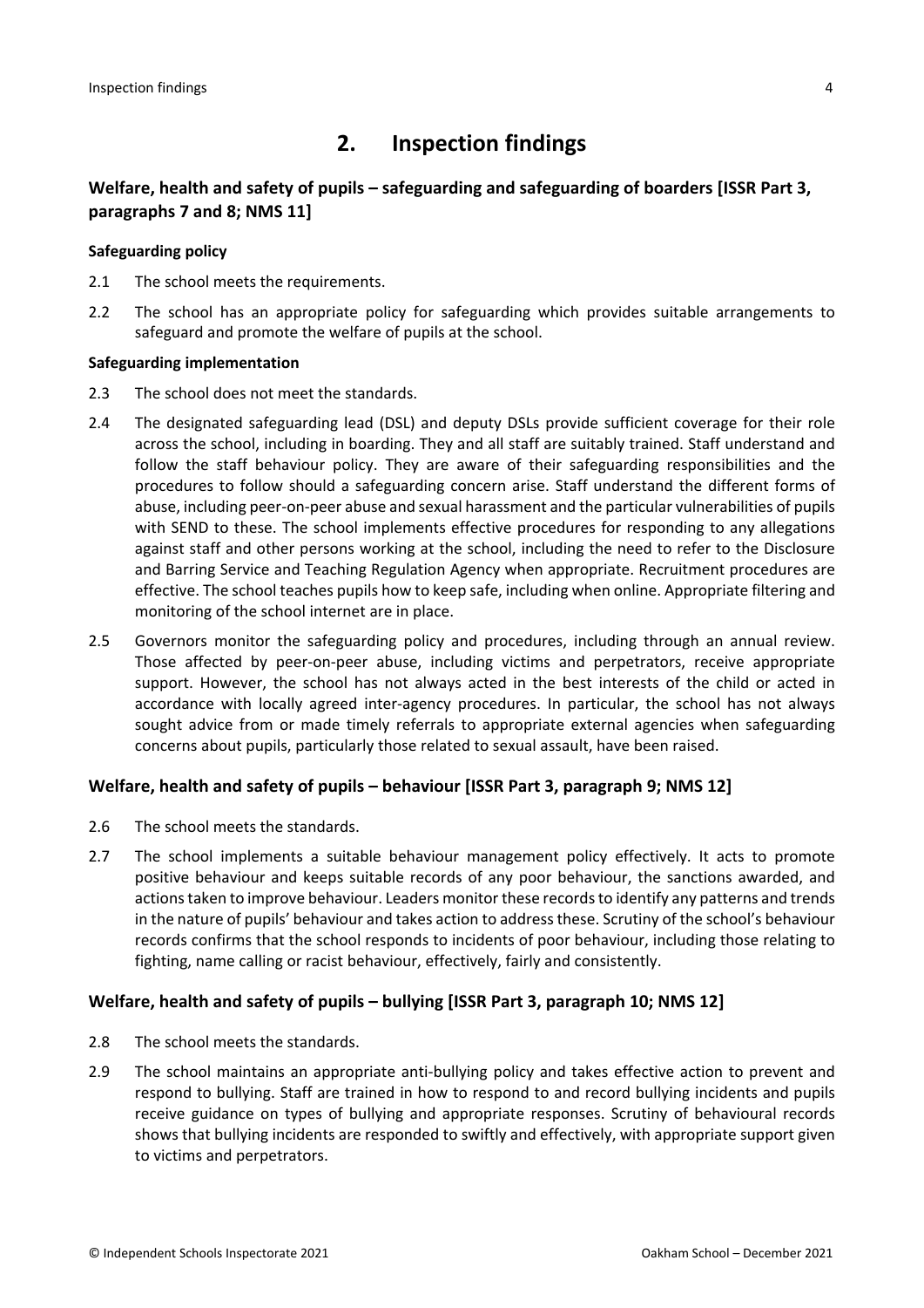## 2. Inspection findings

### Welfare, health and safety of pupils – safeguarding and safeguarding of boarders [ISSR Part 3, paragraphs 7 and 8; NMS 11]

**Safeguarding policy**

2.1 The school meets the requirements.

2.2 The school has an appropriate policy for safeguarding which provides suitable arrangements to safeguard and promote the welfare of pupils at the school.

**Safeguarding implementation**

2.3 The school does not meet the standards.

2.4 The designated safeguarding lead (DSL) and deputy DSLs provide sufficient coverage for their role across the school, including in boarding. They and all staff are suitably trained. Staff understand and follow the staff behaviour policy. They are aware of their safeguarding responsibilities and the procedures to follow should a safeguarding concern arise. Staff understand the different forms of abuse, including peer-on-peer abuse and sexual harassment and the particular vulnerabilities of pupils with SEND to these. The school implements effective procedures for responding to any allegations against staff and other persons working at the school, including the need to refer to the Disclosure and Barring Service and Teaching Regulation Agency when appropriate. Recruitment procedures are effective. The school teaches pupils how to keep safe, including when online. Appropriate filtering and monitoring of the school internet are in place.

2.5 Governors monitor the safeguarding policy and procedures, including through an annual review. Those affected by peer-on-peer abuse, including victims and perpetrators, receive appropriate support. However, the school has not always acted in the best interests of the child or acted in accordance with locally agreed inter-agency procedures. In particular, the school has not always sought advice from or made timely referrals to appropriate external agencies when safeguarding concerns about pupils, particularly those related to sexual assault, have been raised.

### Welfare, health and safety of pupils – behaviour [ISSR Part 3, paragraph 9; NMS 12]

2.6 The school meets the standards.

2.7 The school implements a suitable behaviour management policy effectively. It acts to promote positive behaviour and keeps suitable records of any poor behaviour, the sanctions awarded, and actions taken to improve behaviour. Leaders monitor these records to identify any patterns and trends in the nature of pupils' behaviour and takes action to address these. Scrutiny of the school's behaviour records confirms that the school responds to incidents of poor behaviour, including those relating to fighting, name calling or racist behaviour, effectively, fairly and consistently.

### Welfare, health and safety of pupils – bullying [ISSR Part 3, paragraph 10; NMS 12]

2.8 The school meets the standards.

2.9 The school maintains an appropriate anti-bullying policy and takes effective action to prevent and respond to bullying. Staff are trained in how to respond to and record bullying incidents and pupils receive guidance on types of bullying and appropriate responses. Scrutiny of behavioural records shows that bullying incidents are responded to swiftly and effectively, with appropriate support given to victims and perpetrators.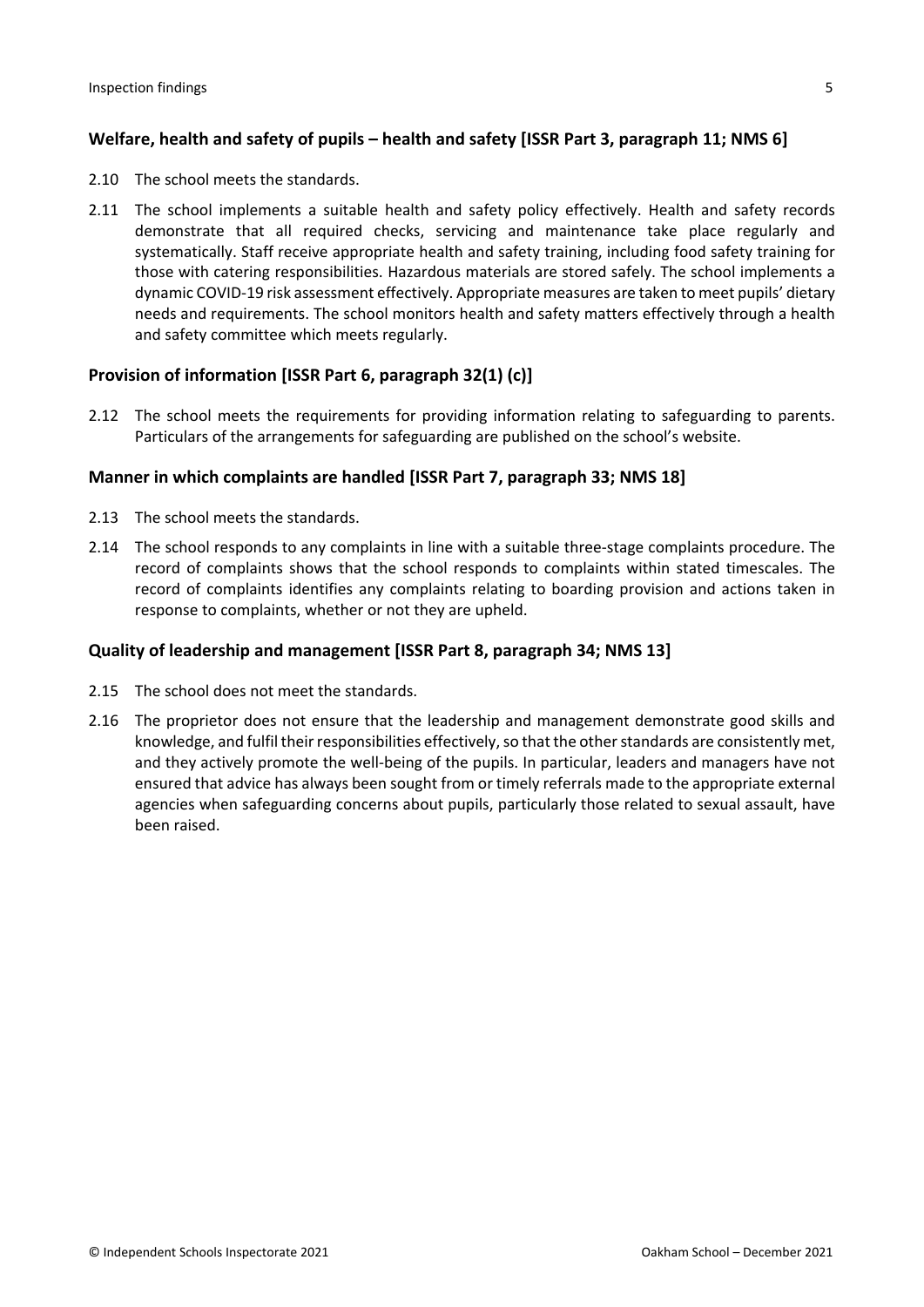### Welfare, health and safety of pupils – health and safety [ISSR Part 3, paragraph 11; NMS 6]

2.10 The school meets the standards.

2.11 The school implements a suitable health and safety policy effectively. Health and safety records demonstrate that all required checks, servicing and maintenance take place regularly and systematically. Staff receive appropriate health and safety training, including food safety training for those with catering responsibilities. Hazardous materials are stored safely. The school implements a dynamic COVID-19 risk assessment effectively. Appropriate measures are taken to meet pupils' dietary needs and requirements. The school monitors health and safety matters effectively through a health and safety committee which meets regularly.

### Provision of information [ISSR Part 6, paragraph 32(1) (c)]

2.12 The school meets the requirements for providing information relating to safeguarding to parents. Particulars of the arrangements for safeguarding are published on the school's website.

### Manner in which complaints are handled [ISSR Part 7, paragraph 33; NMS 18]

2.13 The school meets the standards.

2.14 The school responds to any complaints in line with a suitable three-stage complaints procedure. The record of complaints shows that the school responds to complaints within stated timescales. The record of complaints identifies any complaints relating to boarding provision and actions taken in response to complaints, whether or not they are upheld.

### Quality of leadership and management [ISSR Part 8, paragraph 34; NMS 13]

2.15 The school does not meet the standards.

2.16 The proprietor does not ensure that the leadership and management demonstrate good skills and knowledge, and fulfil their responsibilities effectively, so that the other standards are consistently met, and they actively promote the well-being of the pupils. In particular, leaders and managers have not ensured that advice has always been sought from or timely referrals made to the appropriate external agencies when safeguarding concerns about pupils, particularly those related to sexual assault, have been raised.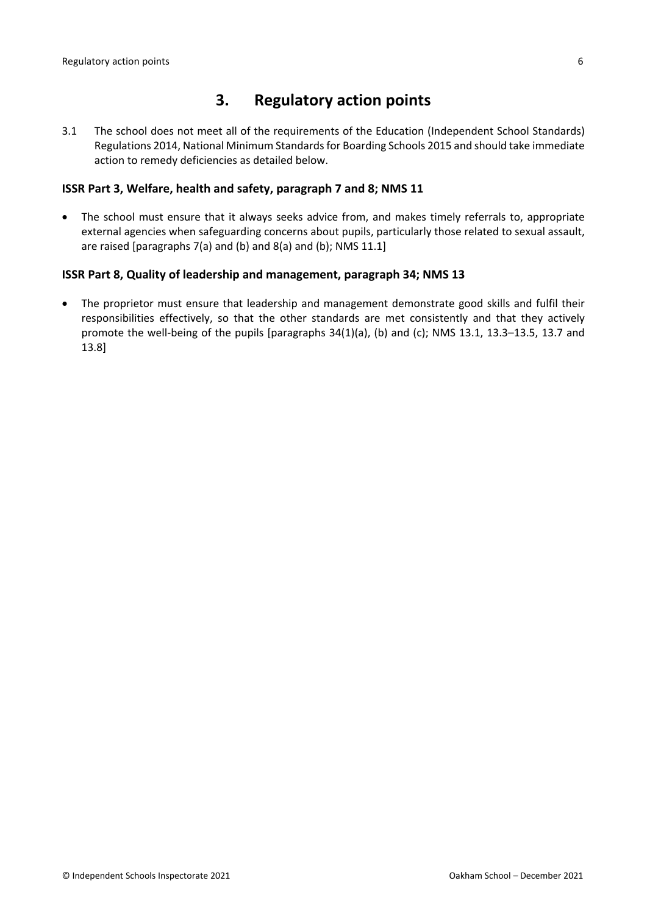## 3. Regulatory action points

3.1 The school does not meet all of the requirements of the Education (Independent School Standards) Regulations 2014, National Minimum Standards for Boarding Schools 2015 and should take immediate action to remedy deficiencies as detailed below.

### ISSR Part 3, Welfare, health and safety, paragraph 7 and 8; NMS 11

- The school must ensure that it always seeks advice from, and makes timely referrals to, appropriate external agencies when safeguarding concerns about pupils, particularly those related to sexual assault, are raised [paragraphs 7(a) and (b) and 8(a) and (b); NMS 11.1]

### ISSR Part 8, Quality of leadership and management, paragraph 34; NMS 13

- The proprietor must ensure that leadership and management demonstrate good skills and fulfil their responsibilities effectively, so that the other standards are met consistently and that they actively promote the well-being of the pupils [paragraphs 34(1)(a), (b) and (c); NMS 13.1, 13.3–13.5, 13.7 and 13.8]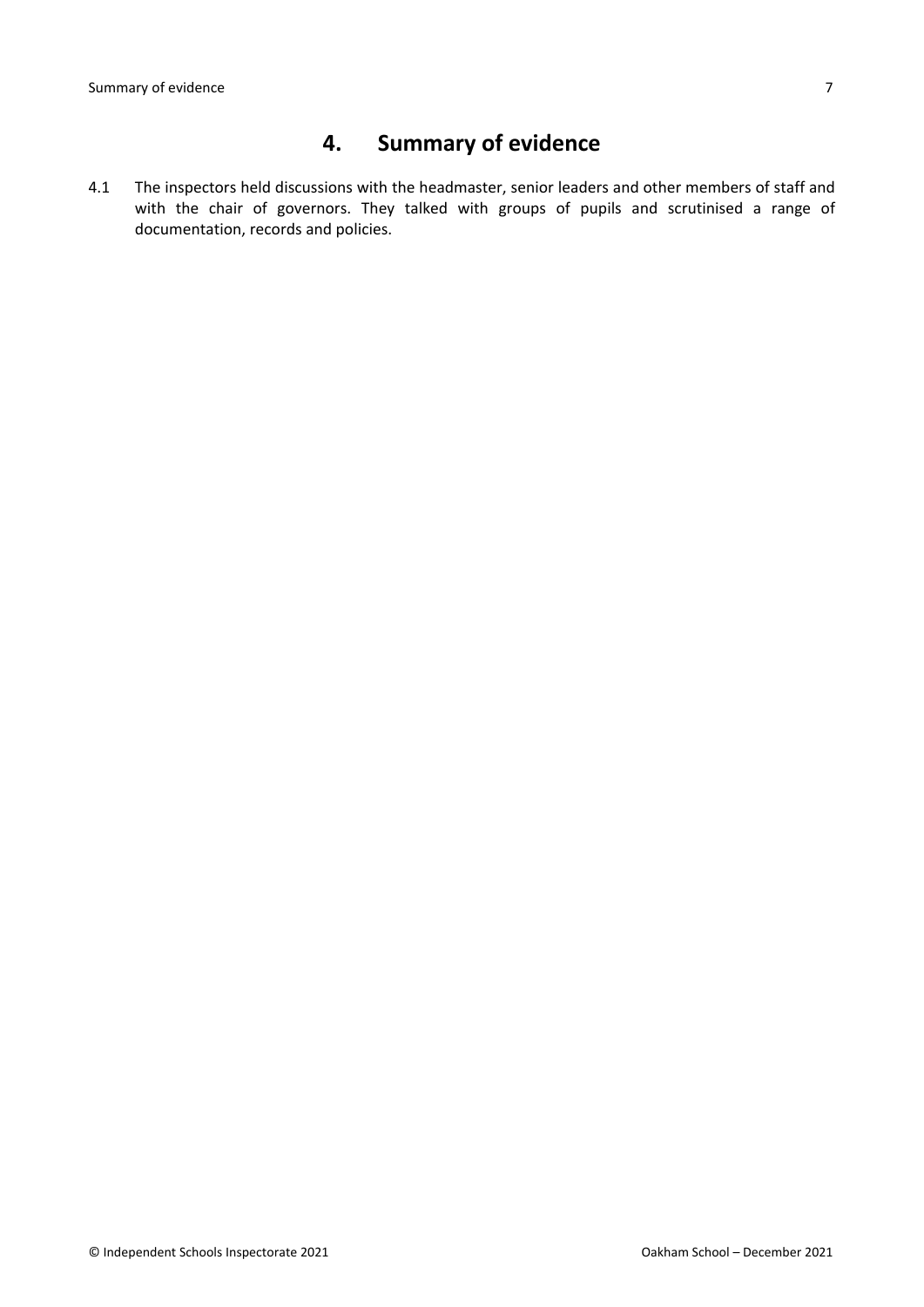## 4. Summary of evidence

4.1 The inspectors held discussions with the headmaster, senior leaders and other members of staff and with the chair of governors. They talked with groups of pupils and scrutinised a range of documentation, records and policies.